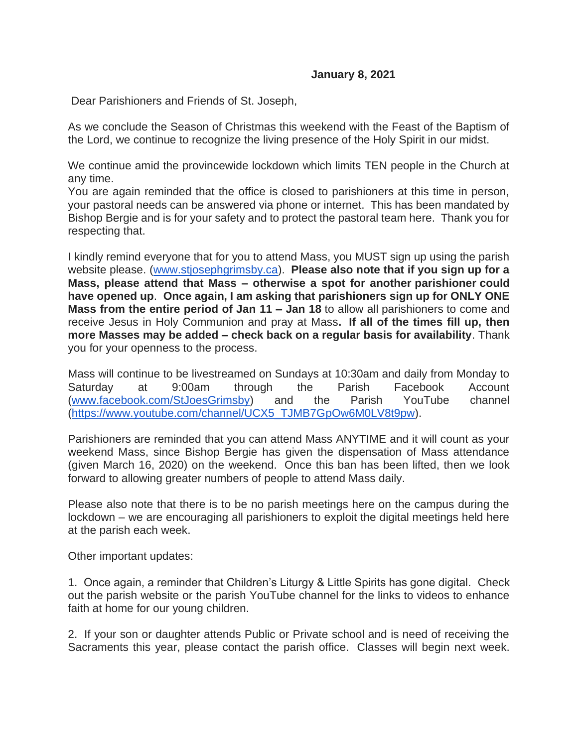**January 8, 2021**

Dear Parishioners and Friends of St. Joseph,

As we conclude the Season of Christmas this weekend with the Feast of the Baptism of the Lord, we continue to recognize the living presence of the Holy Spirit in our midst.

We continue amid the provincewide lockdown which limits TEN people in the Church at any time.
You are again reminded that the office is closed to parishioners at this time in person, your pastoral needs can be answered via phone or internet. This has been mandated by Bishop Bergie and is for your safety and to protect the pastoral team here. Thank you for respecting that.

I kindly remind everyone that for you to attend Mass, you MUST sign up using the parish website please. ([www.stjosephgrimsby.ca](www.stjosephgrimsby.ca)). **Please also note that if you sign up for a Mass, please attend that Mass – otherwise a spot for another parishioner could have opened up**. **Once again, I am asking that parishioners sign up for ONLY ONE Mass from the entire period of Jan 11 – Jan 18** to allow all parishioners to come and receive Jesus in Holy Communion and pray at Mass**. If all of the times fill up, then more Masses may be added – check back on a regular basis for availability**. Thank you for your openness to the process.

Mass will continue to be livestreamed on Sundays at 10:30am and daily from Monday to Saturday at 9:00am through the Parish Facebook Account ([www.facebook.com/StJoesGrimsby](www.facebook.com/StJoesGrimsby)) and the Parish YouTube channel ([https://www.youtube.com/channel/UCX5_TJMB7GpOw6M0LV8t9pw](https://www.youtube.com/channel/UCX5_TJMB7GpOw6M0LV8t9pw)).

Parishioners are reminded that you can attend Mass ANYTIME and it will count as your weekend Mass, since Bishop Bergie has given the dispensation of Mass attendance (given March 16, 2020) on the weekend. Once this ban has been lifted, then we look forward to allowing greater numbers of people to attend Mass daily.

Please also note that there is to be no parish meetings here on the campus during the lockdown – we are encouraging all parishioners to exploit the digital meetings held here at the parish each week.

Other important updates:

1. Once again, a reminder that Children's Liturgy & Little Spirits has gone digital. Check out the parish website or the parish YouTube channel for the links to videos to enhance faith at home for our young children.

2. If your son or daughter attends Public or Private school and is need of receiving the Sacraments this year, please contact the parish office. Classes will begin next week.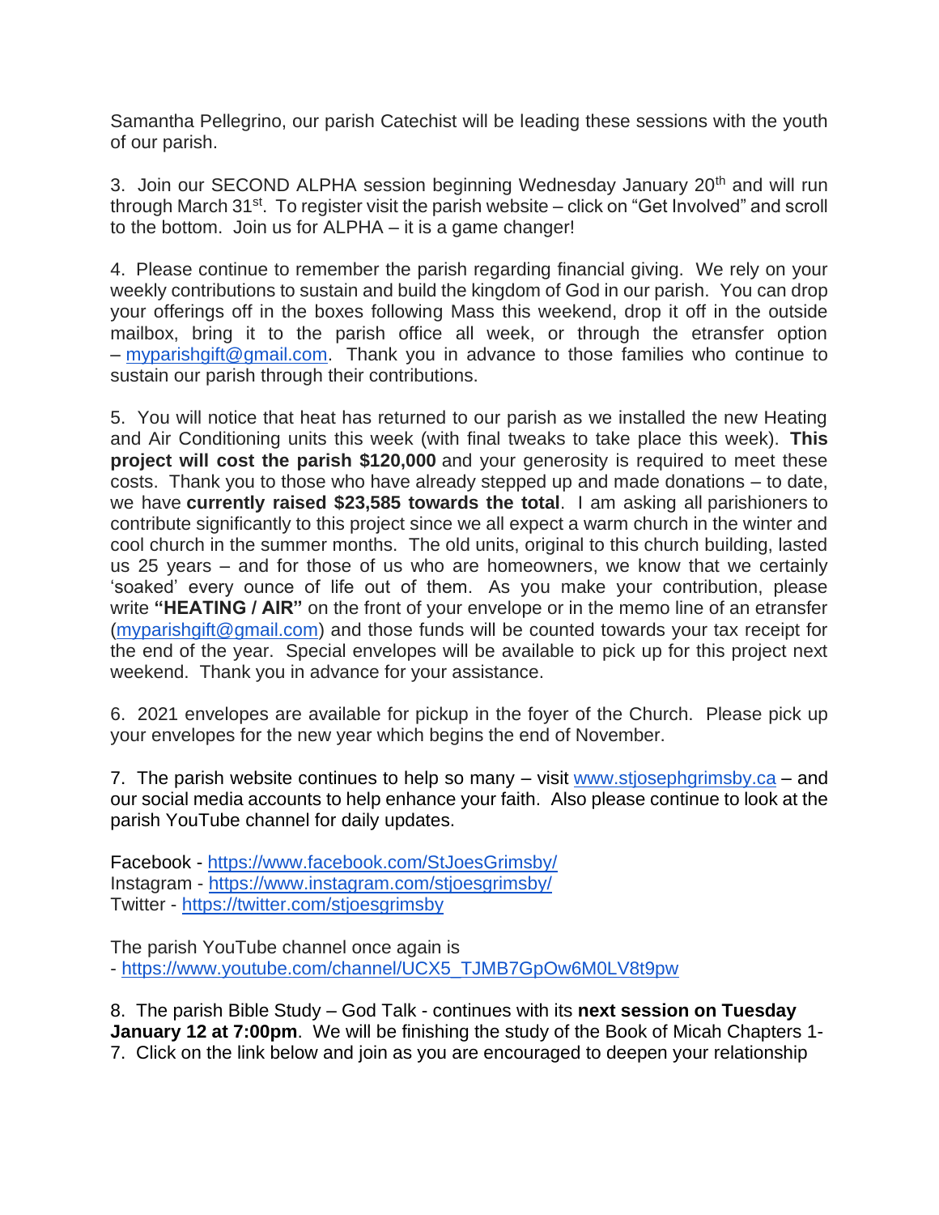Samantha Pellegrino, our parish Catechist will be leading these sessions with the youth of our parish.

3. Join our SECOND ALPHA session beginning Wednesday January 20th and will run through March 31st. To register visit the parish website – click on "Get Involved" and scroll to the bottom. Join us for ALPHA – it is a game changer!

4. Please continue to remember the parish regarding financial giving. We rely on your weekly contributions to sustain and build the kingdom of God in our parish. You can drop your offerings off in the boxes following Mass this weekend, drop it off in the outside mailbox, bring it to the parish office all week, or through the etransfer option – myparishgift@gmail.com. Thank you in advance to those families who continue to sustain our parish through their contributions.

5. You will notice that heat has returned to our parish as we installed the new Heating and Air Conditioning units this week (with final tweaks to take place this week). **This project will cost the parish $120,000** and your generosity is required to meet these costs. Thank you to those who have already stepped up and made donations – to date, we have **currently raised $23,585 towards the total**. I am asking all parishioners to contribute significantly to this project since we all expect a warm church in the winter and cool church in the summer months. The old units, original to this church building, lasted us 25 years – and for those of us who are homeowners, we know that we certainly 'soaked' every ounce of life out of them. As you make your contribution, please write **"HEATING / AIR"** on the front of your envelope or in the memo line of an etransfer (myparishgift@gmail.com) and those funds will be counted towards your tax receipt for the end of the year. Special envelopes will be available to pick up for this project next weekend. Thank you in advance for your assistance.

6. 2021 envelopes are available for pickup in the foyer of the Church. Please pick up your envelopes for the new year which begins the end of November.

7. The parish website continues to help so many – visit www.stjosephgrimsby.ca – and our social media accounts to help enhance your faith. Also please continue to look at the parish YouTube channel for daily updates.

Facebook - https://www.facebook.com/StJoesGrimsby/
Instagram - https://www.instagram.com/stjoesgrimsby/
Twitter - https://twitter.com/stjoesgrimsby

The parish YouTube channel once again is
- https://www.youtube.com/channel/UCX5_TJMB7GpOw6M0LV8t9pw

8. The parish Bible Study – God Talk - continues with its **next session on Tuesday January 12 at 7:00pm**. We will be finishing the study of the Book of Micah Chapters 1-7. Click on the link below and join as you are encouraged to deepen your relationship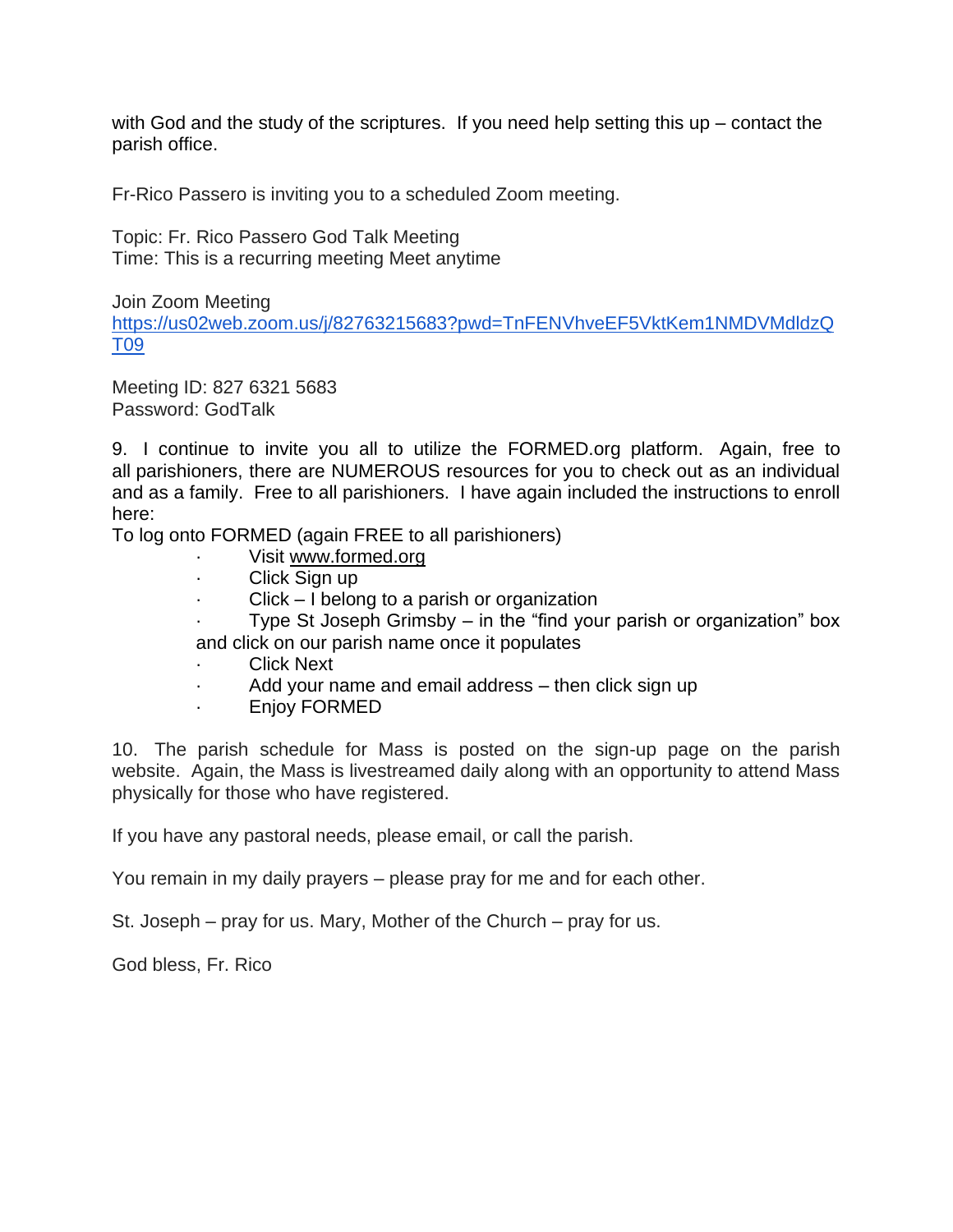with God and the study of the scriptures. If you need help setting this up – contact the parish office.

Fr-Rico Passero is inviting you to a scheduled Zoom meeting.

Topic: Fr. Rico Passero God Talk Meeting
Time: This is a recurring meeting Meet anytime

Join Zoom Meeting
https://us02web.zoom.us/j/82763215683?pwd=TnFENVhveEF5VktKem1NMDVMdldzQT09

Meeting ID: 827 6321 5683
Password: GodTalk

9. I continue to invite you all to utilize the FORMED.org platform. Again, free to all parishioners, there are NUMEROUS resources for you to check out as an individual and as a family. Free to all parishioners. I have again included the instructions to enroll here:

To log onto FORMED (again FREE to all parishioners)

- Visit www.formed.org
- Click Sign up
- Click – I belong to a parish or organization
- Type St Joseph Grimsby – in the "find your parish or organization" box and click on our parish name once it populates
- Click Next
- Add your name and email address – then click sign up
- Enjoy FORMED

10. The parish schedule for Mass is posted on the sign-up page on the parish website. Again, the Mass is livestreamed daily along with an opportunity to attend Mass physically for those who have registered.

If you have any pastoral needs, please email, or call the parish.

You remain in my daily prayers – please pray for me and for each other.

St. Joseph – pray for us. Mary, Mother of the Church – pray for us.

God bless, Fr. Rico